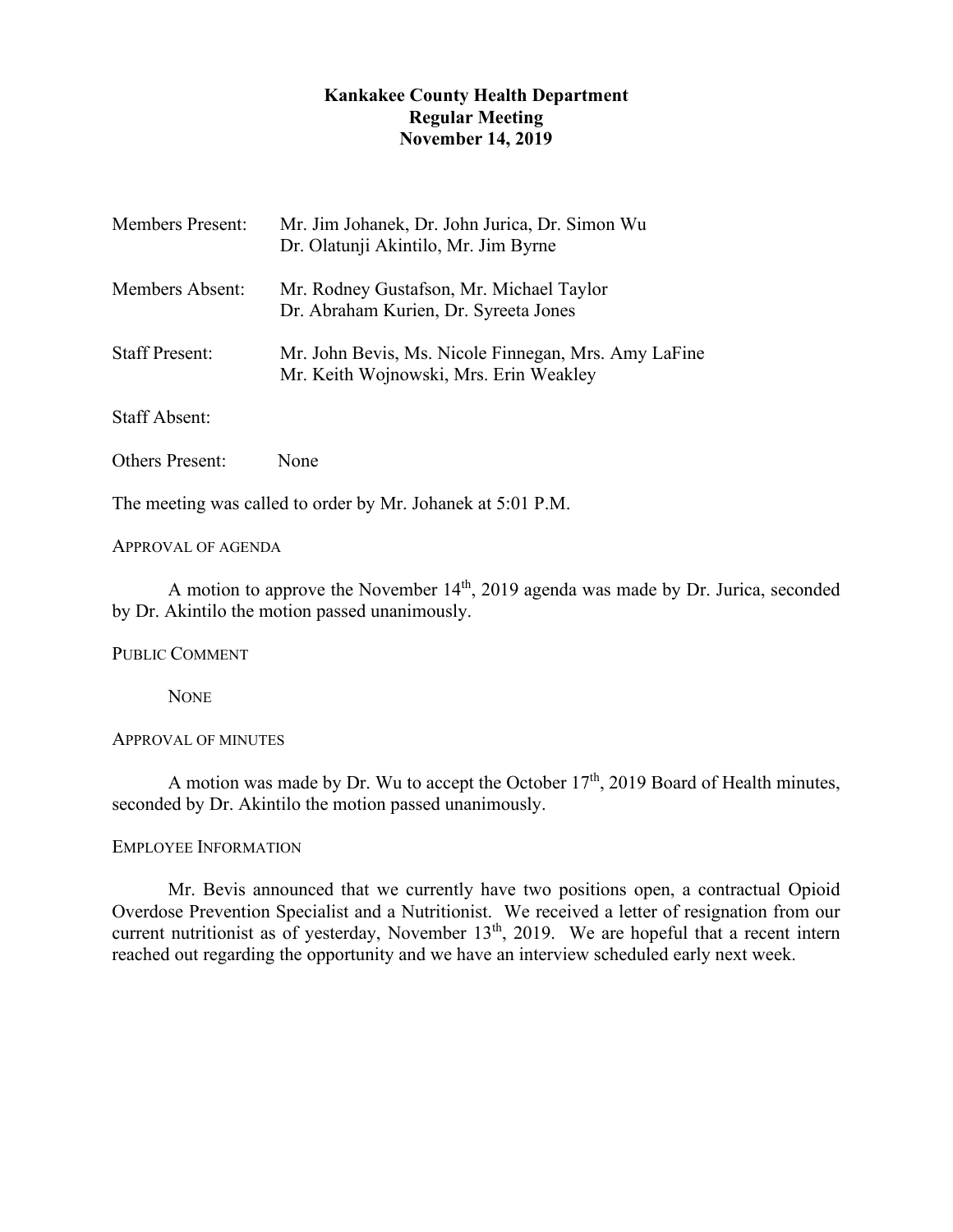# Kankakee County Health Department
## Regular Meeting
## November 14, 2019

| | |
|---|---|
| Members Present: | Mr. Jim Johanek, Dr. John Jurica, Dr. Simon Wu<br>Dr. Olatunji Akintilo, Mr. Jim Byrne |
| Members Absent: | Mr. Rodney Gustafson, Mr. Michael Taylor<br>Dr. Abraham Kurien, Dr. Syreeta Jones |
| Staff Present: | Mr. John Bevis, Ms. Nicole Finnegan, Mrs. Amy LaFine<br>Mr. Keith Wojnowski, Mrs. Erin Weakley |
| Staff Absent: | |
| Others Present: | None |

The meeting was called to order by Mr. Johanek at 5:01 P.M.

APPROVAL OF AGENDA

A motion to approve the November 14th, 2019 agenda was made by Dr. Jurica, seconded by Dr. Akintilo the motion passed unanimously.

PUBLIC COMMENT

NONE

APPROVAL OF MINUTES

A motion was made by Dr. Wu to accept the October 17th, 2019 Board of Health minutes, seconded by Dr. Akintilo the motion passed unanimously.

EMPLOYEE INFORMATION

Mr. Bevis announced that we currently have two positions open, a contractual Opioid Overdose Prevention Specialist and a Nutritionist. We received a letter of resignation from our current nutritionist as of yesterday, November 13th, 2019. We are hopeful that a recent intern reached out regarding the opportunity and we have an interview scheduled early next week.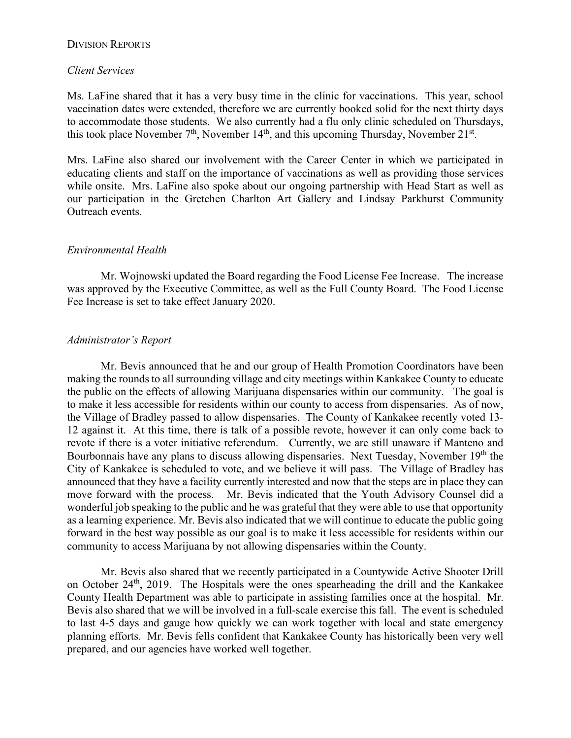## Division Reports

### *Client Services*

Ms. LaFine shared that it has a very busy time in the clinic for vaccinations. This year, school vaccination dates were extended, therefore we are currently booked solid for the next thirty days to accommodate those students. We also currently had a flu only clinic scheduled on Thursdays, this took place November 7th, November 14th, and this upcoming Thursday, November 21st.

Mrs. LaFine also shared our involvement with the Career Center in which we participated in educating clients and staff on the importance of vaccinations as well as providing those services while onsite. Mrs. LaFine also spoke about our ongoing partnership with Head Start as well as our participation in the Gretchen Charlton Art Gallery and Lindsay Parkhurst Community Outreach events.

### *Environmental Health*

Mr. Wojnowski updated the Board regarding the Food License Fee Increase. The increase was approved by the Executive Committee, as well as the Full County Board. The Food License Fee Increase is set to take effect January 2020.

### *Administrator's Report*

Mr. Bevis announced that he and our group of Health Promotion Coordinators have been making the rounds to all surrounding village and city meetings within Kankakee County to educate the public on the effects of allowing Marijuana dispensaries within our community. The goal is to make it less accessible for residents within our county to access from dispensaries. As of now, the Village of Bradley passed to allow dispensaries. The County of Kankakee recently voted 13-12 against it. At this time, there is talk of a possible revote, however it can only come back to revote if there is a voter initiative referendum. Currently, we are still unaware if Manteno and Bourbonnais have any plans to discuss allowing dispensaries. Next Tuesday, November 19th the City of Kankakee is scheduled to vote, and we believe it will pass. The Village of Bradley has announced that they have a facility currently interested and now that the steps are in place they can move forward with the process. Mr. Bevis indicated that the Youth Advisory Counsel did a wonderful job speaking to the public and he was grateful that they were able to use that opportunity as a learning experience. Mr. Bevis also indicated that we will continue to educate the public going forward in the best way possible as our goal is to make it less accessible for residents within our community to access Marijuana by not allowing dispensaries within the County.

Mr. Bevis also shared that we recently participated in a Countywide Active Shooter Drill on October 24th, 2019. The Hospitals were the ones spearheading the drill and the Kankakee County Health Department was able to participate in assisting families once at the hospital. Mr. Bevis also shared that we will be involved in a full-scale exercise this fall. The event is scheduled to last 4-5 days and gauge how quickly we can work together with local and state emergency planning efforts. Mr. Bevis fells confident that Kankakee County has historically been very well prepared, and our agencies have worked well together.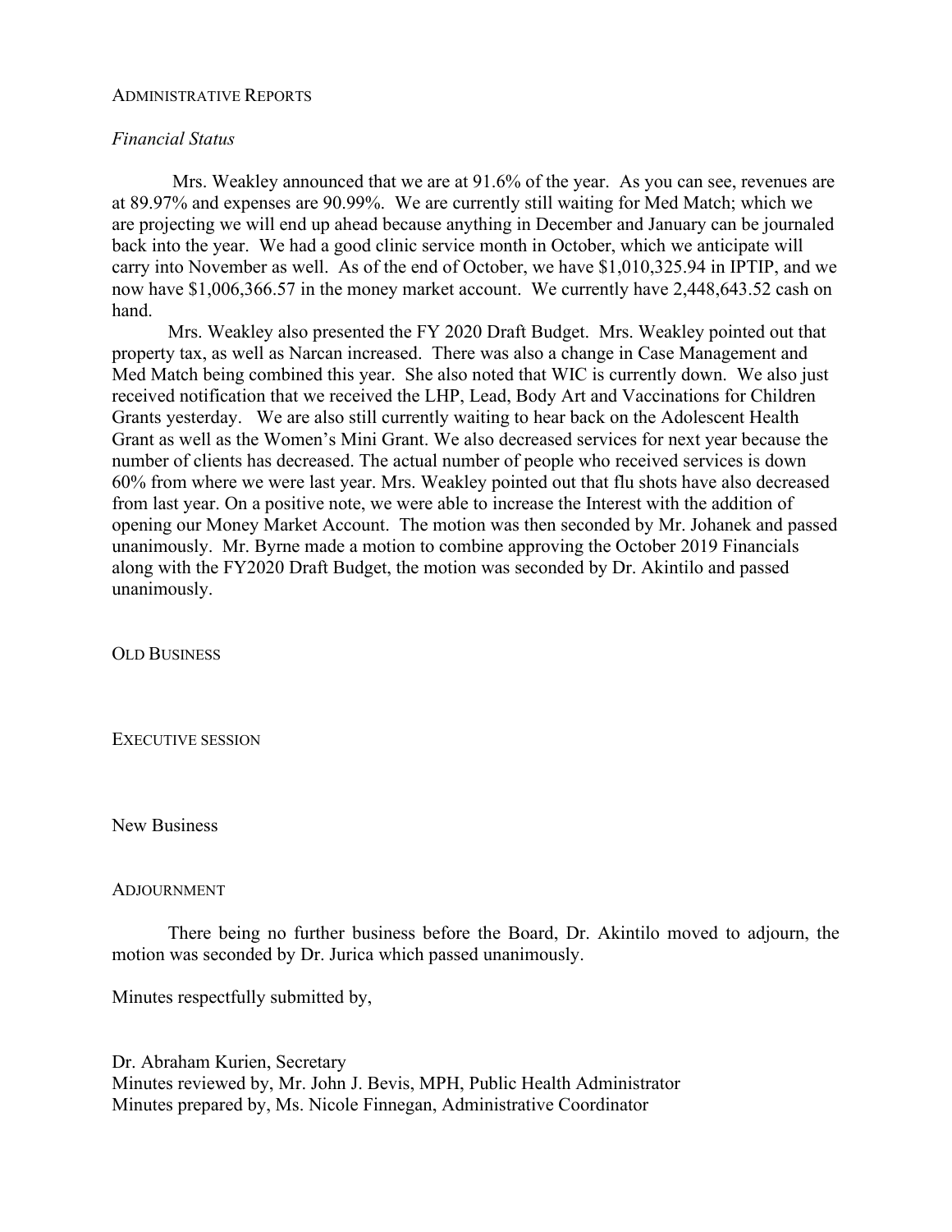## Administrative Reports

*Financial Status*

Mrs. Weakley announced that we are at 91.6% of the year. As you can see, revenues are at 89.97% and expenses are 90.99%. We are currently still waiting for Med Match; which we are projecting we will end up ahead because anything in December and January can be journaled back into the year. We had a good clinic service month in October, which we anticipate will carry into November as well. As of the end of October, we have $1,010,325.94 in IPTIP, and we now have $1,006,366.57 in the money market account. We currently have 2,448,643.52 cash on hand.

Mrs. Weakley also presented the FY 2020 Draft Budget. Mrs. Weakley pointed out that property tax, as well as Narcan increased. There was also a change in Case Management and Med Match being combined this year. She also noted that WIC is currently down. We also just received notification that we received the LHP, Lead, Body Art and Vaccinations for Children Grants yesterday. We are also still currently waiting to hear back on the Adolescent Health Grant as well as the Women's Mini Grant. We also decreased services for next year because the number of clients has decreased. The actual number of people who received services is down 60% from where we were last year. Mrs. Weakley pointed out that flu shots have also decreased from last year. On a positive note, we were able to increase the Interest with the addition of opening our Money Market Account. The motion was then seconded by Mr. Johanek and passed unanimously. Mr. Byrne made a motion to combine approving the October 2019 Financials along with the FY2020 Draft Budget, the motion was seconded by Dr. Akintilo and passed unanimously.

## Old Business

## Executive Session

## New Business

## Adjournment

There being no further business before the Board, Dr. Akintilo moved to adjourn, the motion was seconded by Dr. Jurica which passed unanimously.

Minutes respectfully submitted by,

Dr. Abraham Kurien, Secretary
Minutes reviewed by, Mr. John J. Bevis, MPH, Public Health Administrator
Minutes prepared by, Ms. Nicole Finnegan, Administrative Coordinator